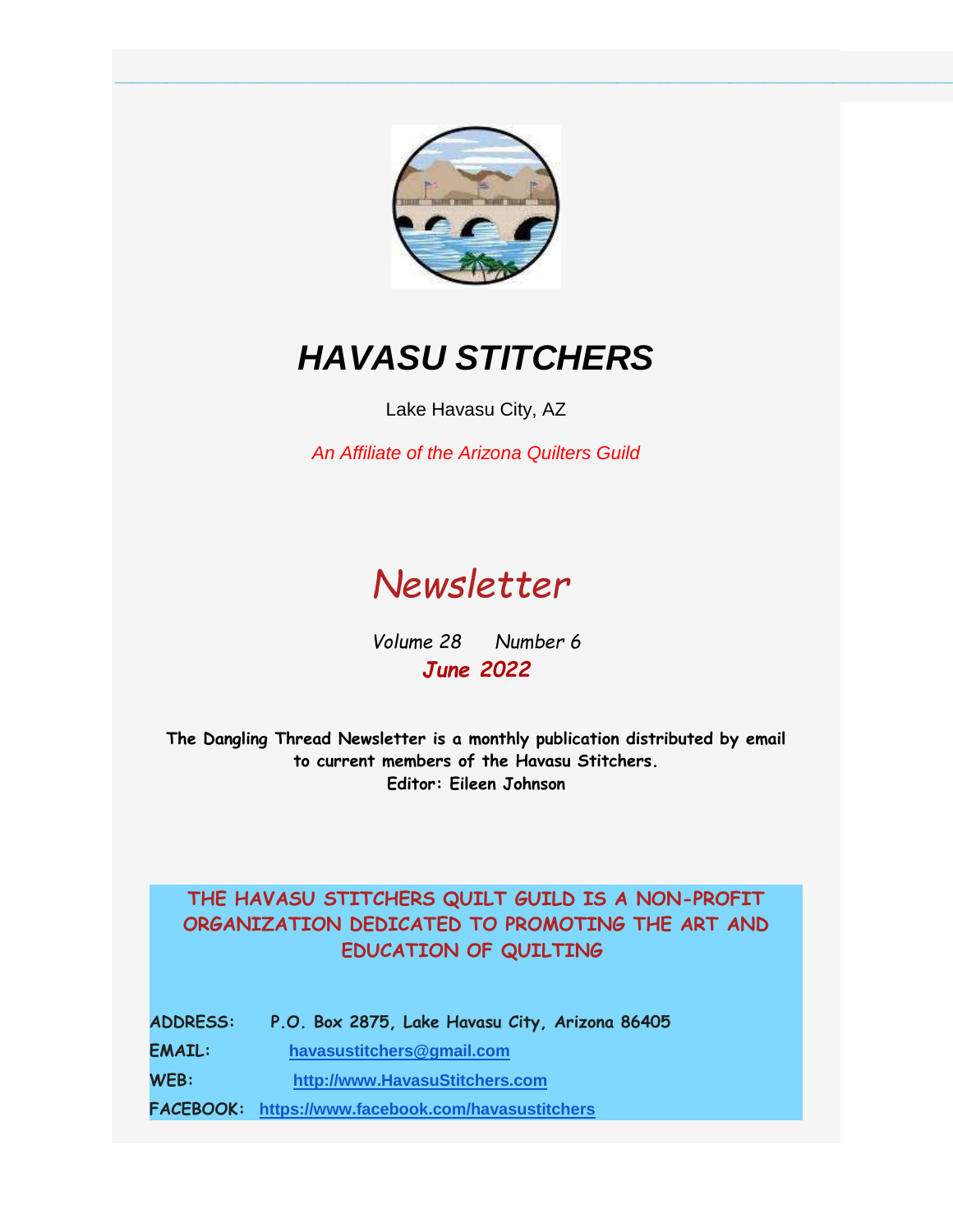# *HAVASU STITCHERS*

Lake Havasu City, AZ

*An Affiliate of the Arizona Quilters Guild*

## *Newsletter*

*Volume 28 Number 6*

***June 2022***

**The Dangling Thread Newsletter is a monthly publication distributed by email to current members of the Havasu Stitchers.**
**Editor: Eileen Johnson**

**THE HAVASU STITCHERS QUILT GUILD IS A NON-PROFIT ORGANIZATION DEDICATED TO PROMOTING THE ART AND EDUCATION OF QUILTING**

**ADDRESS:** P.O. Box 2875, Lake Havasu City, Arizona 86405

**EMAIL:** havasustitchers@gmail.com

**WEB:** http://www.HavasuStitchers.com

**FACEBOOK:** https://www.facebook.com/havasustitchers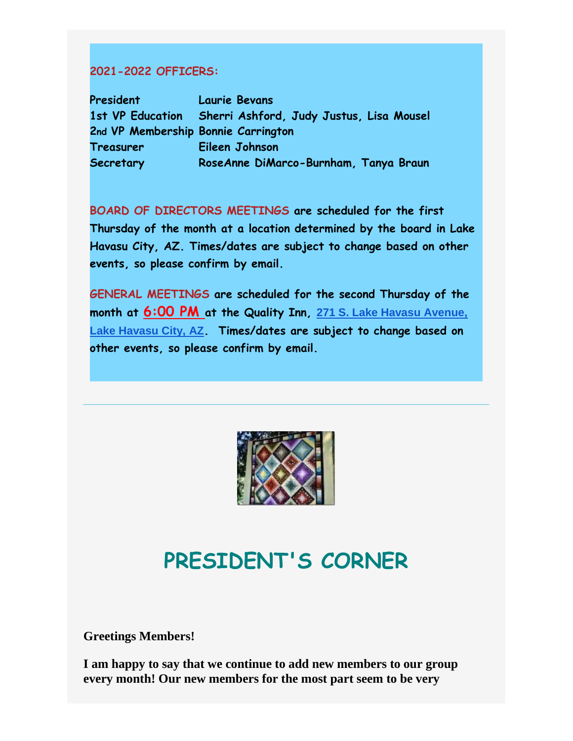**2021-2022 OFFICERS:**

| | |
|---|---|
| President | Laurie Bevans |
| 1st VP Education | Sherri Ashford, Judy Justus, Lisa Mousel |
| 2nd VP Membership | Bonnie Carrington |
| Treasurer | Eileen Johnson |
| Secretary | RoseAnne DiMarco-Burnham, Tanya Braun |

**BOARD OF DIRECTORS MEETINGS are scheduled for the first Thursday of the month at a location determined by the board in Lake Havasu City, AZ. Times/dates are subject to change based on other events, so please confirm by email.**

**GENERAL MEETINGS are scheduled for the second Thursday of the month at 6:00 PM at the Quality Inn, 271 S. Lake Havasu Avenue, Lake Havasu City, AZ. Times/dates are subject to change based on other events, so please confirm by email.**

---

# PRESIDENT'S CORNER

**Greetings Members!**

**I am happy to say that we continue to add new members to our group every month! Our new members for the most part seem to be very**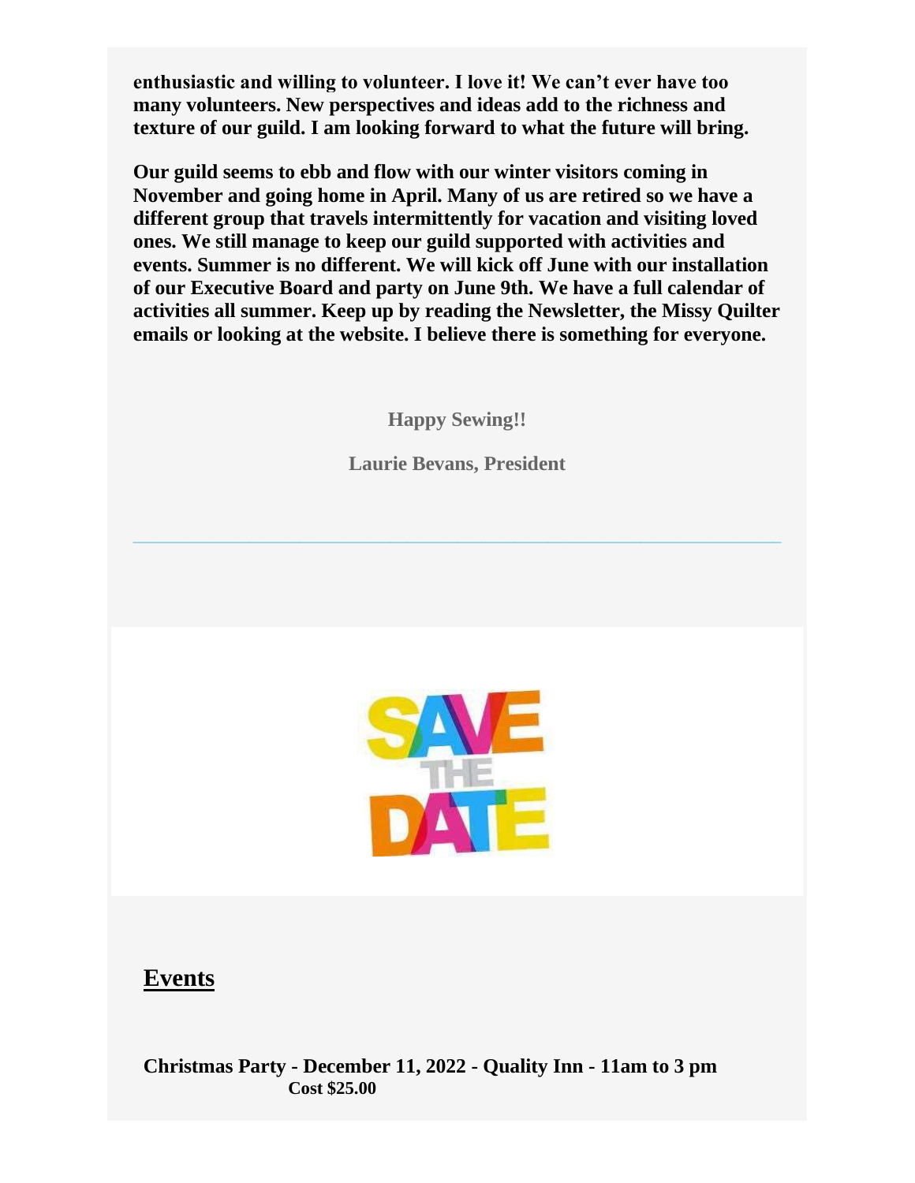**enthusiastic and willing to volunteer. I love it! We can't ever have too many volunteers. New perspectives and ideas add to the richness and texture of our guild. I am looking forward to what the future will bring.**

**Our guild seems to ebb and flow with our winter visitors coming in November and going home in April. Many of us are retired so we have a different group that travels intermittently for vacation and visiting loved ones. We still manage to keep our guild supported with activities and events. Summer is no different. We will kick off June with our installation of our Executive Board and party on June 9th. We have a full calendar of activities all summer. Keep up by reading the Newsletter, the Missy Quilter emails or looking at the website. I believe there is something for everyone.**

**Happy Sewing!!**

**Laurie Bevans, President**

---

## Events

**Christmas Party - December 11, 2022 - Quality Inn - 11am to 3 pm**
**Cost $25.00**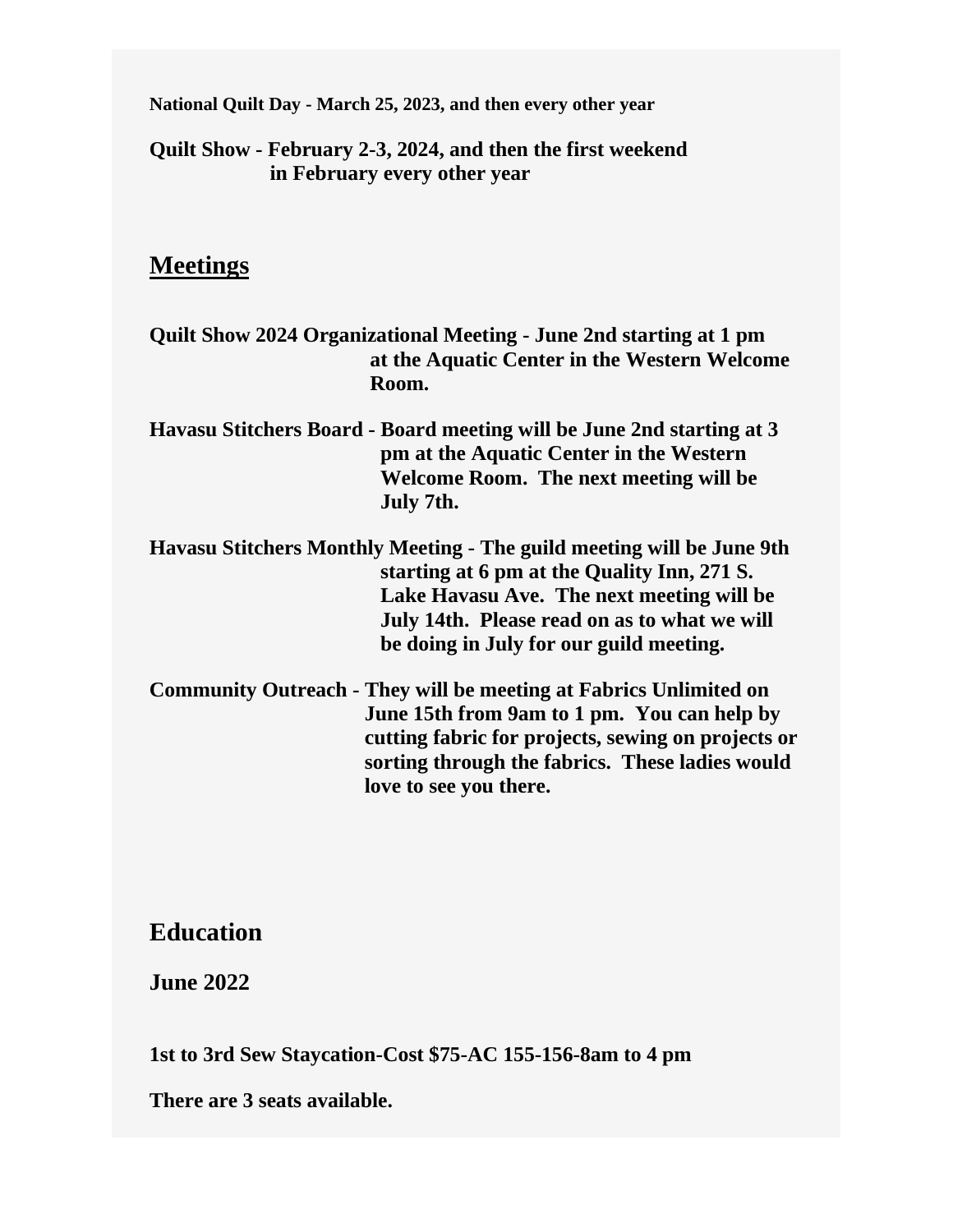**National Quilt Day - March 25, 2023, and then every other year**

**Quilt Show - February 2-3, 2024, and then the first weekend in February every other year**

## Meetings

**Quilt Show 2024 Organizational Meeting - June 2nd starting at 1 pm at the Aquatic Center in the Western Welcome Room.**

**Havasu Stitchers Board - Board meeting will be June 2nd starting at 3 pm at the Aquatic Center in the Western Welcome Room. The next meeting will be July 7th.**

**Havasu Stitchers Monthly Meeting - The guild meeting will be June 9th starting at 6 pm at the Quality Inn, 271 S. Lake Havasu Ave. The next meeting will be July 14th. Please read on as to what we will be doing in July for our guild meeting.**

**Community Outreach - They will be meeting at Fabrics Unlimited on June 15th from 9am to 1 pm. You can help by cutting fabric for projects, sewing on projects or sorting through the fabrics. These ladies would love to see you there.**

## Education

### June 2022

**1st to 3rd Sew Staycation-Cost $75-AC 155-156-8am to 4 pm**

**There are 3 seats available.**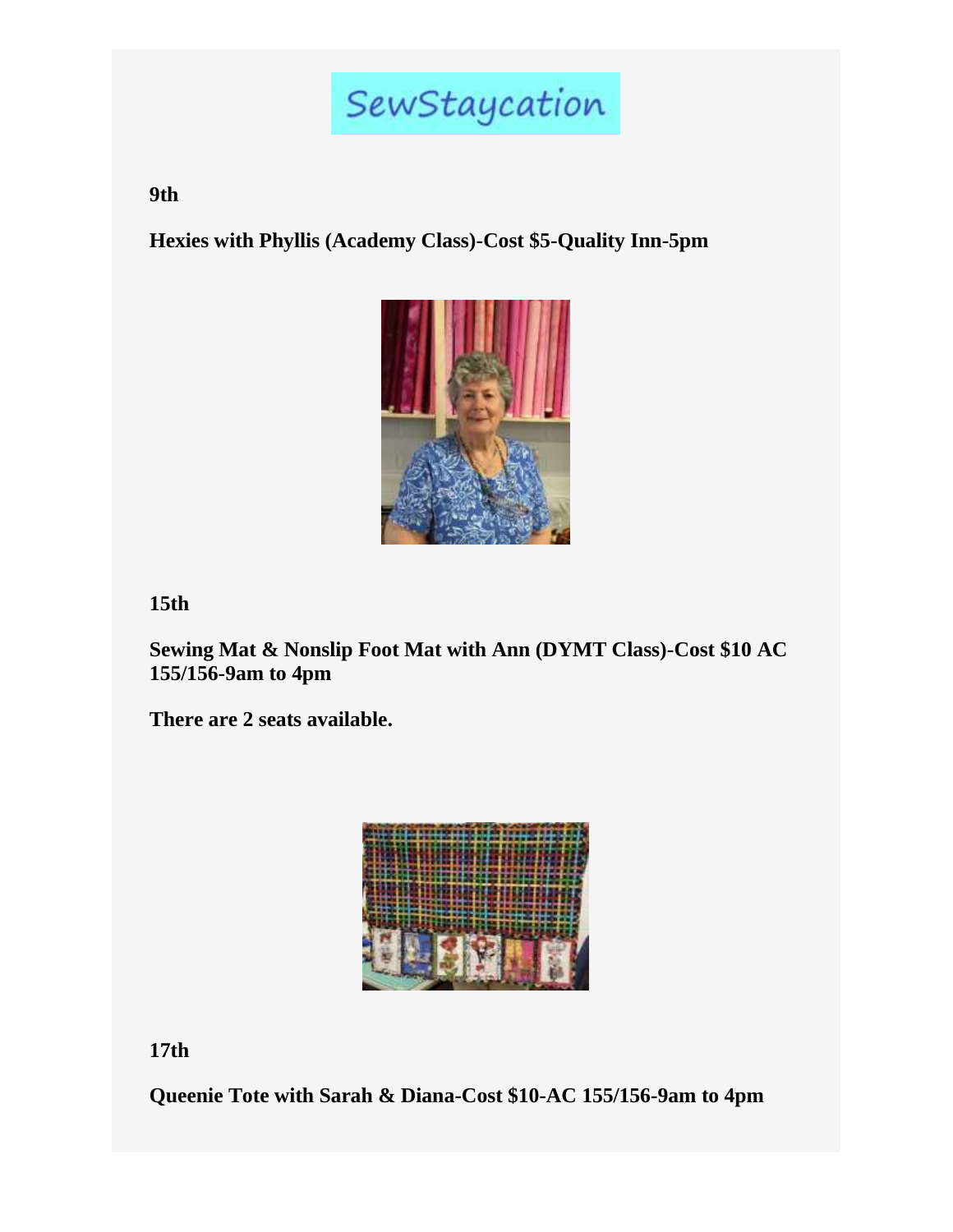SewStaycation

**9th**

**Hexies with Phyllis (Academy Class)-Cost $5-Quality Inn-5pm**

**15th**

**Sewing Mat & Nonslip Foot Mat with Ann (DYMT Class)-Cost $10 AC 155/156-9am to 4pm**

**There are 2 seats available.**

**17th**

**Queenie Tote with Sarah & Diana-Cost $10-AC 155/156-9am to 4pm**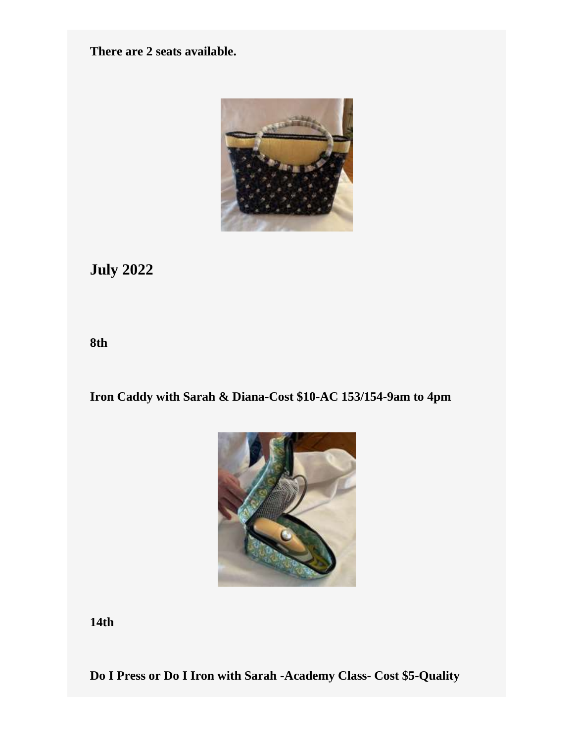**There are 2 seats available.**

## July 2022

**8th**

**Iron Caddy with Sarah & Diana-Cost $10-AC 153/154-9am to 4pm**

**14th**

**Do I Press or Do I Iron with Sarah -Academy Class- Cost $5-Quality**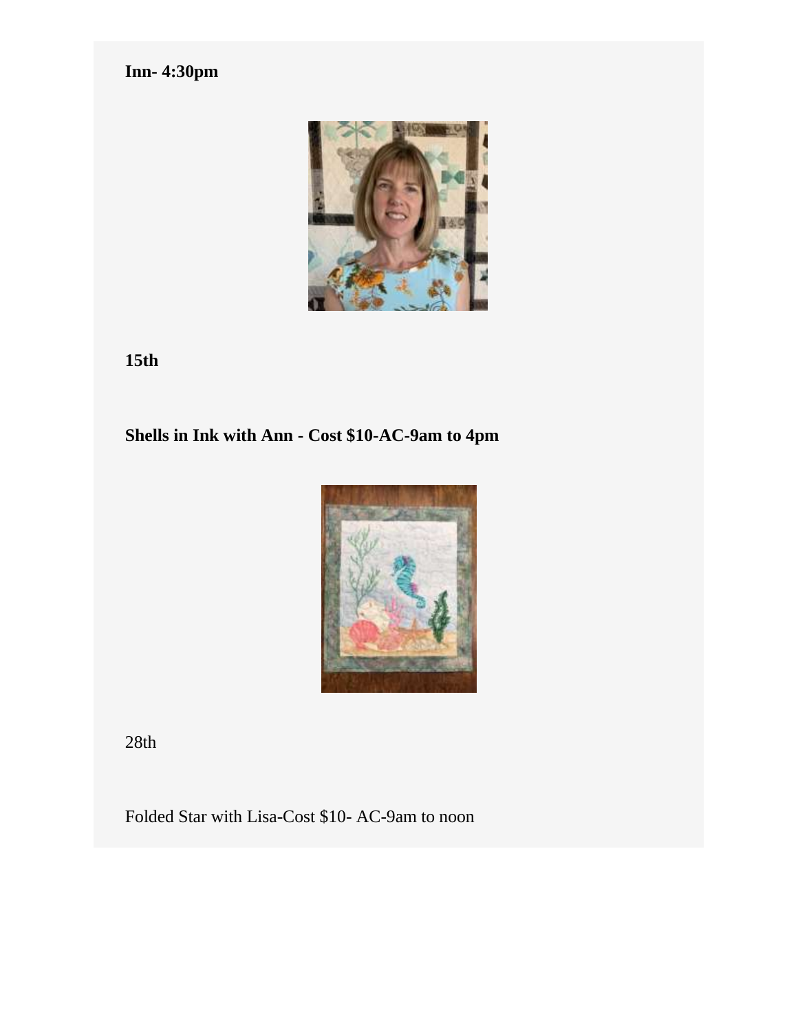**Inn- 4:30pm**

**15th**

**Shells in Ink with Ann - Cost $10-AC-9am to 4pm**

28th

Folded Star with Lisa-Cost $10- AC-9am to noon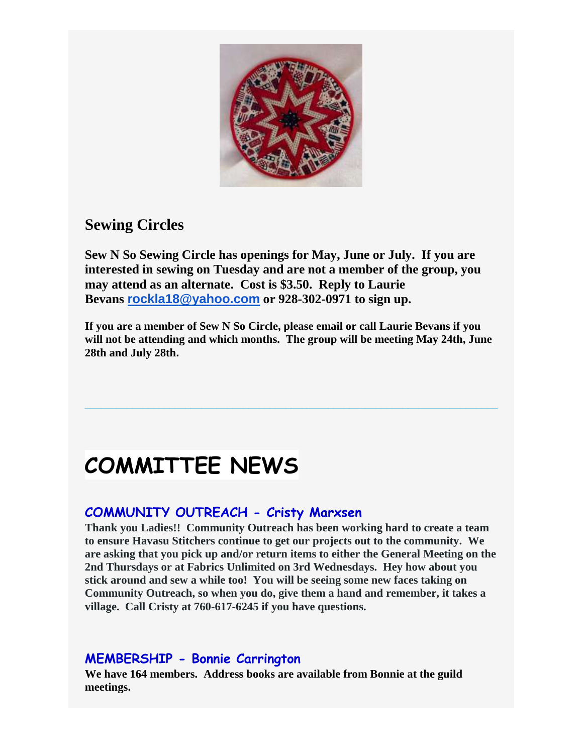## Sewing Circles

**Sew N So Sewing Circle has openings for May, June or July. If you are interested in sewing on Tuesday and are not a member of the group, you may attend as an alternate. Cost is $3.50. Reply to Laurie Bevans rockla18@yahoo.com or 928-302-0971 to sign up.**

**If you are a member of Sew N So Circle, please email or call Laurie Bevans if you will not be attending and which months. The group will be meeting May 24th, June 28th and July 28th.**

---

# COMMITTEE NEWS

### COMMUNITY OUTREACH - Cristy Marxsen

**Thank you Ladies!! Community Outreach has been working hard to create a team to ensure Havasu Stitchers continue to get our projects out to the community. We are asking that you pick up and/or return items to either the General Meeting on the 2nd Thursdays or at Fabrics Unlimited on 3rd Wednesdays. Hey how about you stick around and sew a while too! You will be seeing some new faces taking on Community Outreach, so when you do, give them a hand and remember, it takes a village. Call Cristy at 760-617-6245 if you have questions.**

### MEMBERSHIP - Bonnie Carrington

**We have 164 members. Address books are available from Bonnie at the guild meetings.**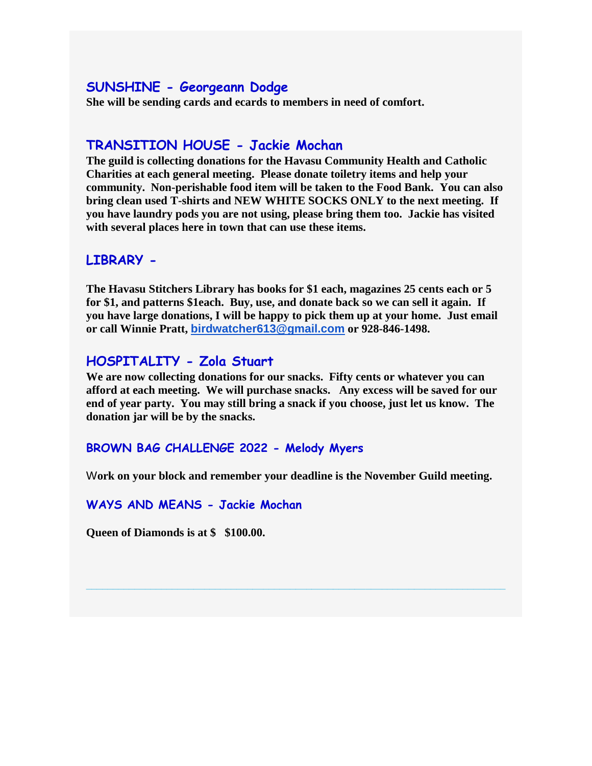## SUNSHINE - Georgeann Dodge

**She will be sending cards and ecards to members in need of comfort.**

## TRANSITION HOUSE - Jackie Mochan

**The guild is collecting donations for the Havasu Community Health and Catholic Charities at each general meeting. Please donate toiletry items and help your community. Non-perishable food item will be taken to the Food Bank. You can also bring clean used T-shirts and NEW WHITE SOCKS ONLY to the next meeting. If you have laundry pods you are not using, please bring them too. Jackie has visited with several places here in town that can use these items.**

## LIBRARY -

**The Havasu Stitchers Library has books for $1 each, magazines 25 cents each or 5 for $1, and patterns $1each. Buy, use, and donate back so we can sell it again. If you have large donations, I will be happy to pick them up at your home. Just email or call Winnie Pratt, birdwatcher613@gmail.com or 928-846-1498.**

## HOSPITALITY - Zola Stuart

**We are now collecting donations for our snacks. Fifty cents or whatever you can afford at each meeting. We will purchase snacks. Any excess will be saved for our end of year party. You may still bring a snack if you choose, just let us know. The donation jar will be by the snacks.**

### BROWN BAG CHALLENGE 2022 - Melody Myers

W**ork on your block and remember your deadline is the November Guild meeting.**

### WAYS AND MEANS - Jackie Mochan

**Queen of Diamonds is at $ $100.00.**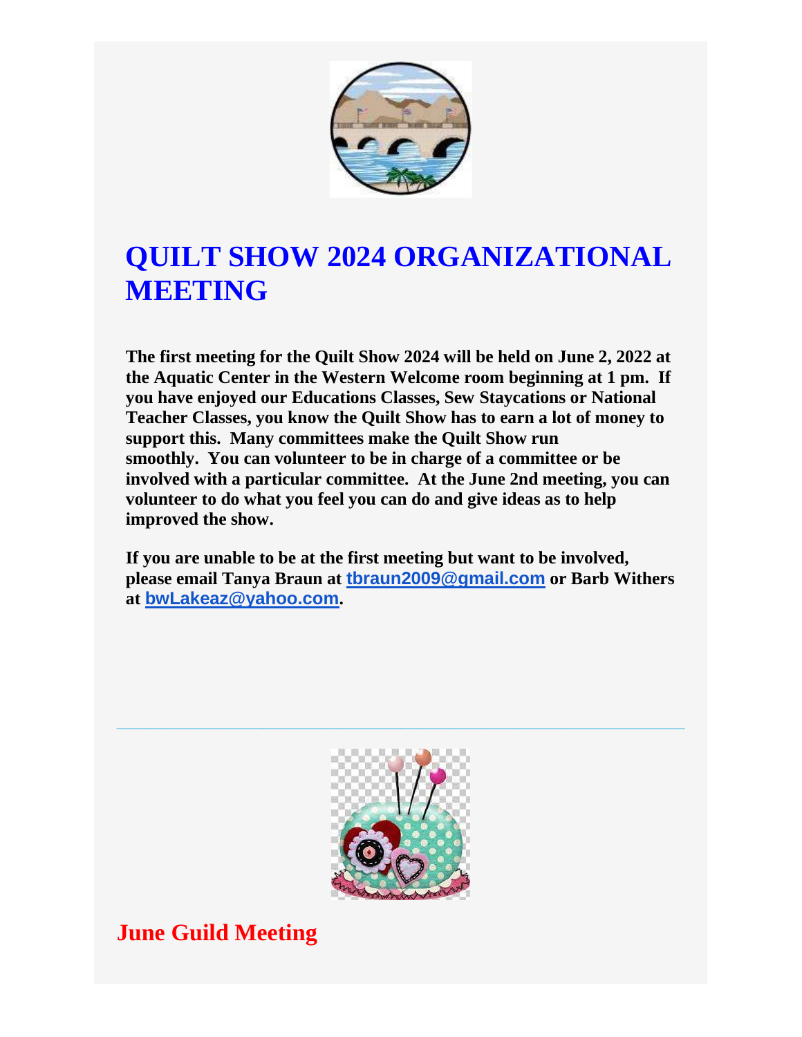# QUILT SHOW 2024 ORGANIZATIONAL MEETING

**The first meeting for the Quilt Show 2024 will be held on June 2, 2022 at the Aquatic Center in the Western Welcome room beginning at 1 pm. If you have enjoyed our Educations Classes, Sew Staycations or National Teacher Classes, you know the Quilt Show has to earn a lot of money to support this. Many committees make the Quilt Show run smoothly. You can volunteer to be in charge of a committee or be involved with a particular committee. At the June 2nd meeting, you can volunteer to do what you feel you can do and give ideas as to help improved the show.**

**If you are unable to be at the first meeting but want to be involved, please email Tanya Braun at tbraun2009@gmail.com or Barb Withers at bwLakeaz@yahoo.com.**

---

## June Guild Meeting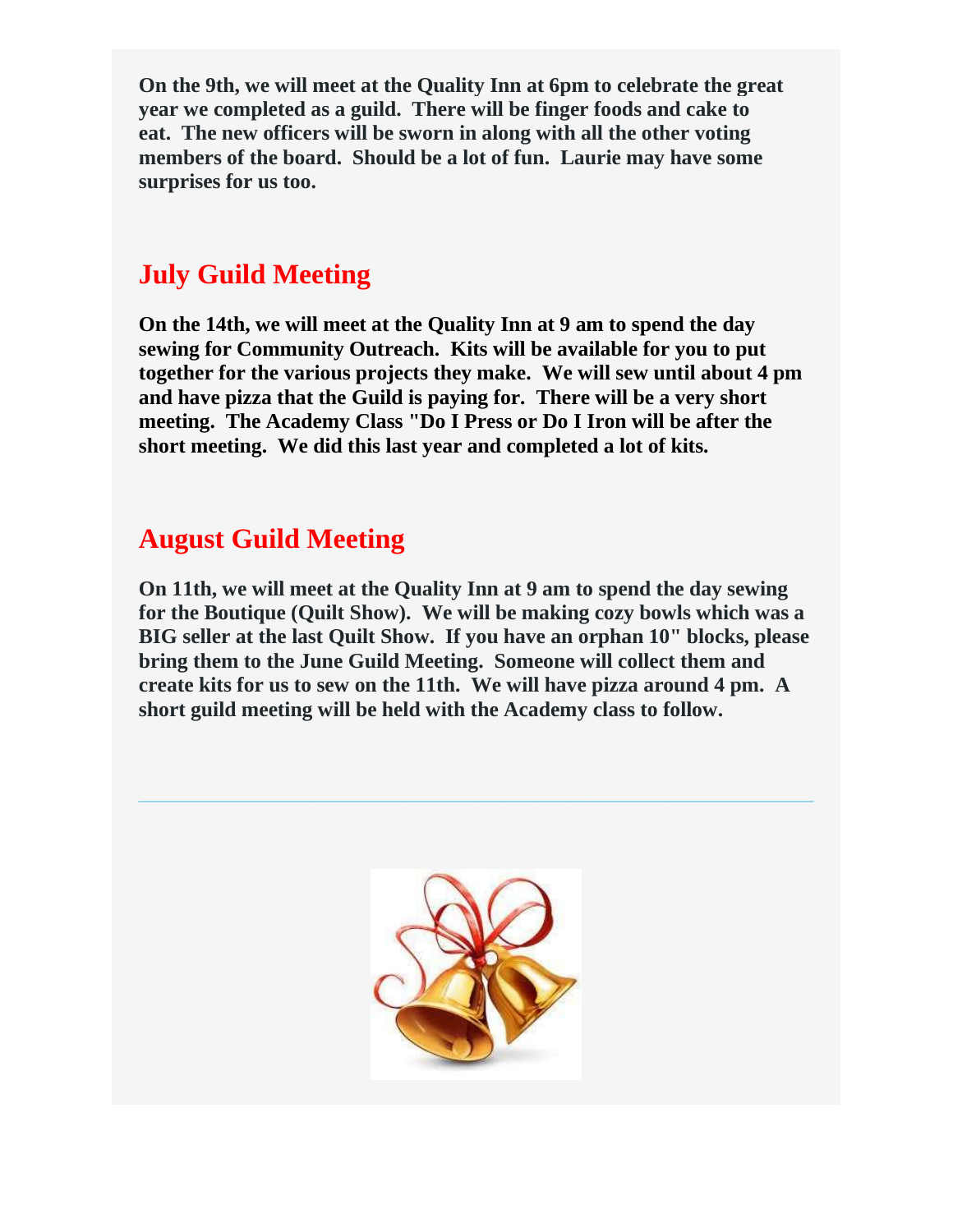**On the 9th, we will meet at the Quality Inn at 6pm to celebrate the great year we completed as a guild. There will be finger foods and cake to eat. The new officers will be sworn in along with all the other voting members of the board. Should be a lot of fun. Laurie may have some surprises for us too.**

## July Guild Meeting

**On the 14th, we will meet at the Quality Inn at 9 am to spend the day sewing for Community Outreach. Kits will be available for you to put together for the various projects they make. We will sew until about 4 pm and have pizza that the Guild is paying for. There will be a very short meeting. The Academy Class "Do I Press or Do I Iron will be after the short meeting. We did this last year and completed a lot of kits.**

## August Guild Meeting

**On 11th, we will meet at the Quality Inn at 9 am to spend the day sewing for the Boutique (Quilt Show). We will be making cozy bowls which was a BIG seller at the last Quilt Show. If you have an orphan 10" blocks, please bring them to the June Guild Meeting. Someone will collect them and create kits for us to sew on the 11th. We will have pizza around 4 pm. A short guild meeting will be held with the Academy class to follow.**

---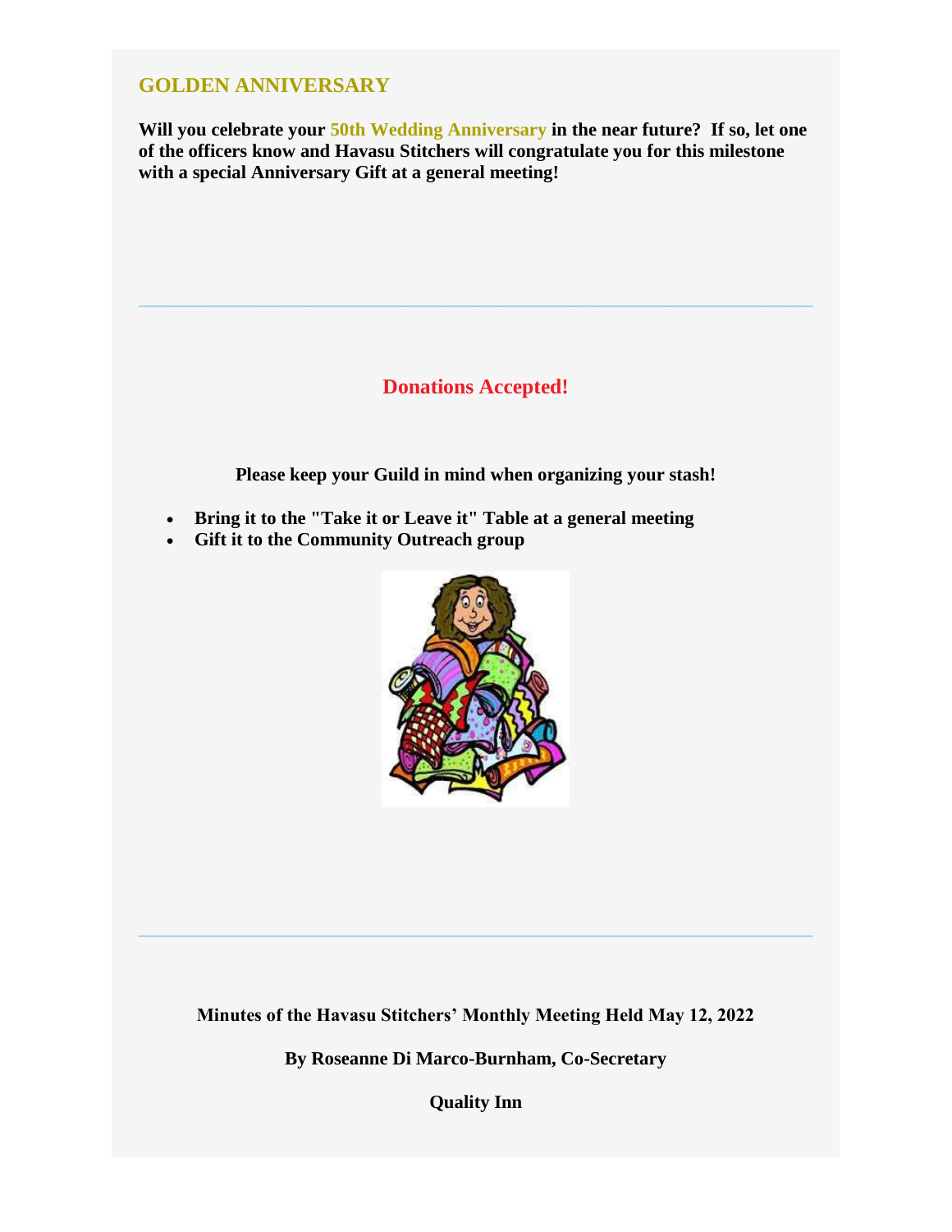## GOLDEN ANNIVERSARY

**Will you celebrate your 50th Wedding Anniversary in the near future? If so, let one of the officers know and Havasu Stitchers will congratulate you for this milestone with a special Anniversary Gift at a general meeting!**

---

## Donations Accepted!

**Please keep your Guild in mind when organizing your stash!**

- **Bring it to the "Take it or Leave it" Table at a general meeting**
- **Gift it to the Community Outreach group**

---

**Minutes of the Havasu Stitchers' Monthly Meeting Held May 12, 2022**

**By Roseanne Di Marco-Burnham, Co-Secretary**

**Quality Inn**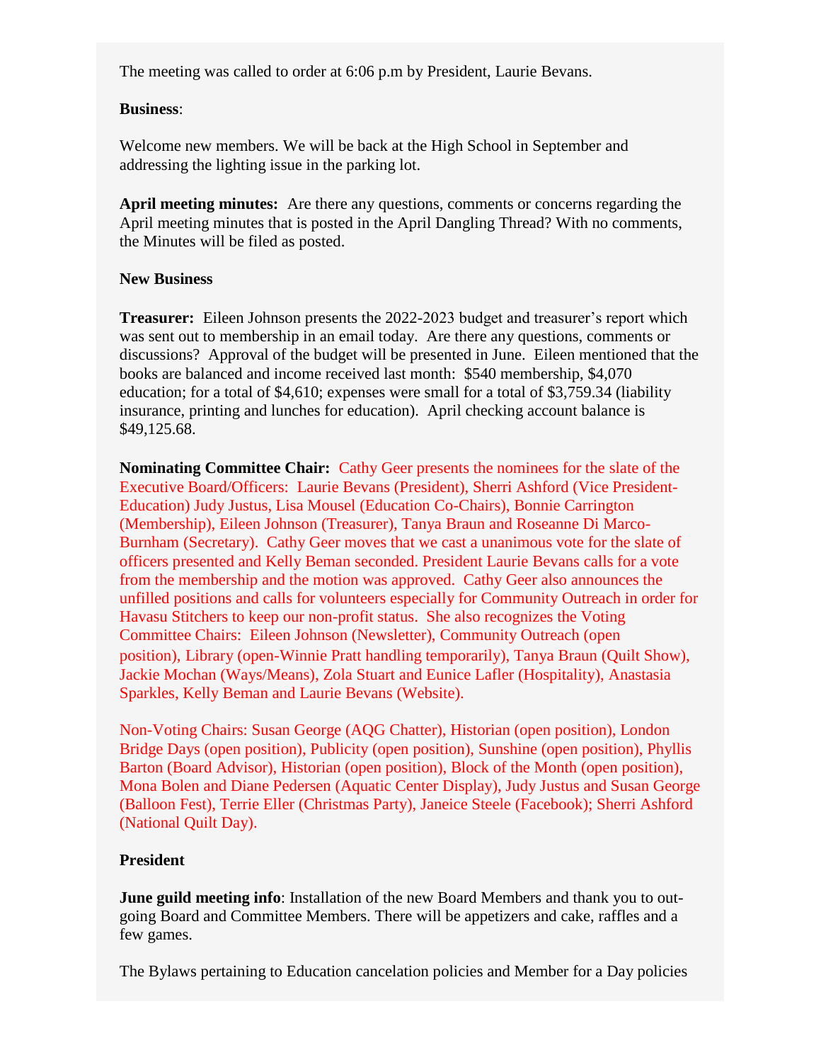The meeting was called to order at 6:06 p.m by President, Laurie Bevans.

**Business**:

Welcome new members. We will be back at the High School in September and addressing the lighting issue in the parking lot.

**April meeting minutes:** Are there any questions, comments or concerns regarding the April meeting minutes that is posted in the April Dangling Thread? With no comments, the Minutes will be filed as posted.

**New Business**

**Treasurer:** Eileen Johnson presents the 2022-2023 budget and treasurer's report which was sent out to membership in an email today. Are there any questions, comments or discussions? Approval of the budget will be presented in June. Eileen mentioned that the books are balanced and income received last month: $540 membership, $4,070 education; for a total of $4,610; expenses were small for a total of $3,759.34 (liability insurance, printing and lunches for education). April checking account balance is $49,125.68.

**Nominating Committee Chair:** Cathy Geer presents the nominees for the slate of the Executive Board/Officers: Laurie Bevans (President), Sherri Ashford (Vice President-Education) Judy Justus, Lisa Mousel (Education Co-Chairs), Bonnie Carrington (Membership), Eileen Johnson (Treasurer), Tanya Braun and Roseanne Di Marco-Burnham (Secretary). Cathy Geer moves that we cast a unanimous vote for the slate of officers presented and Kelly Beman seconded. President Laurie Bevans calls for a vote from the membership and the motion was approved. Cathy Geer also announces the unfilled positions and calls for volunteers especially for Community Outreach in order for Havasu Stitchers to keep our non-profit status. She also recognizes the Voting Committee Chairs: Eileen Johnson (Newsletter), Community Outreach (open position), Library (open-Winnie Pratt handling temporarily), Tanya Braun (Quilt Show), Jackie Mochan (Ways/Means), Zola Stuart and Eunice Lafler (Hospitality), Anastasia Sparkles, Kelly Beman and Laurie Bevans (Website).

Non-Voting Chairs: Susan George (AQG Chatter), Historian (open position), London Bridge Days (open position), Publicity (open position), Sunshine (open position), Phyllis Barton (Board Advisor), Historian (open position), Block of the Month (open position), Mona Bolen and Diane Pedersen (Aquatic Center Display), Judy Justus and Susan George (Balloon Fest), Terrie Eller (Christmas Party), Janeice Steele (Facebook); Sherri Ashford (National Quilt Day).

**President**

**June guild meeting info**: Installation of the new Board Members and thank you to out-going Board and Committee Members. There will be appetizers and cake, raffles and a few games.

The Bylaws pertaining to Education cancelation policies and Member for a Day policies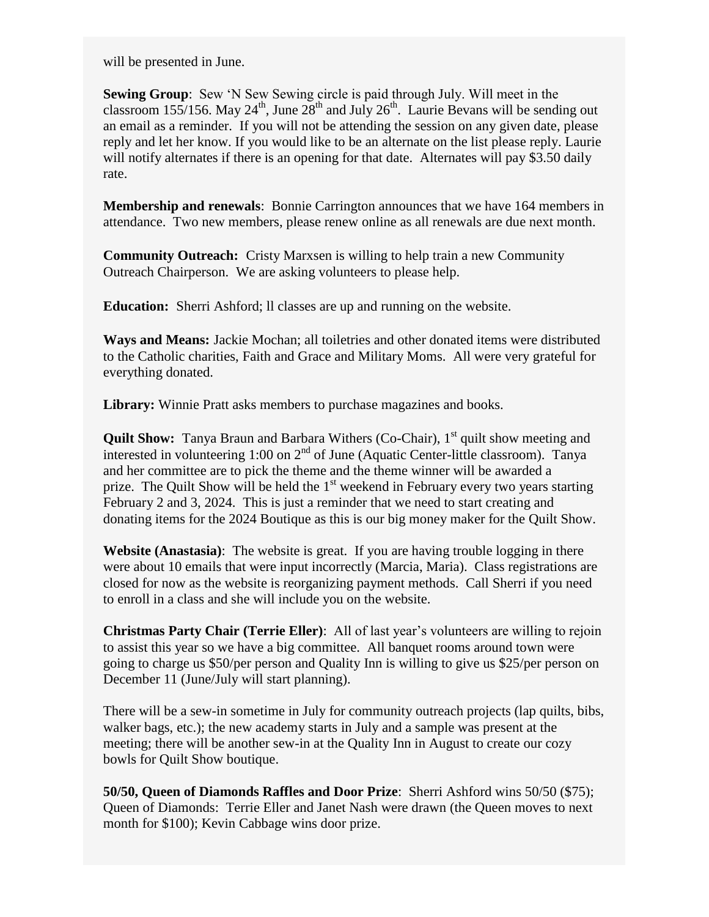will be presented in June.

**Sewing Group**: Sew 'N Sew Sewing circle is paid through July. Will meet in the classroom 155/156. May 24th, June 28th and July 26th. Laurie Bevans will be sending out an email as a reminder. If you will not be attending the session on any given date, please reply and let her know. If you would like to be an alternate on the list please reply. Laurie will notify alternates if there is an opening for that date. Alternates will pay $3.50 daily rate.

**Membership and renewals**: Bonnie Carrington announces that we have 164 members in attendance. Two new members, please renew online as all renewals are due next month.

**Community Outreach:** Cristy Marxsen is willing to help train a new Community Outreach Chairperson. We are asking volunteers to please help.

**Education:** Sherri Ashford; ll classes are up and running on the website.

**Ways and Means:** Jackie Mochan; all toiletries and other donated items were distributed to the Catholic charities, Faith and Grace and Military Moms. All were very grateful for everything donated.

**Library:** Winnie Pratt asks members to purchase magazines and books.

**Quilt Show:** Tanya Braun and Barbara Withers (Co-Chair), 1st quilt show meeting and interested in volunteering 1:00 on 2nd of June (Aquatic Center-little classroom). Tanya and her committee are to pick the theme and the theme winner will be awarded a prize. The Quilt Show will be held the 1st weekend in February every two years starting February 2 and 3, 2024. This is just a reminder that we need to start creating and donating items for the 2024 Boutique as this is our big money maker for the Quilt Show.

**Website (Anastasia)**: The website is great. If you are having trouble logging in there were about 10 emails that were input incorrectly (Marcia, Maria). Class registrations are closed for now as the website is reorganizing payment methods. Call Sherri if you need to enroll in a class and she will include you on the website.

**Christmas Party Chair (Terrie Eller)**: All of last year's volunteers are willing to rejoin to assist this year so we have a big committee. All banquet rooms around town were going to charge us $50/per person and Quality Inn is willing to give us $25/per person on December 11 (June/July will start planning).

There will be a sew-in sometime in July for community outreach projects (lap quilts, bibs, walker bags, etc.); the new academy starts in July and a sample was present at the meeting; there will be another sew-in at the Quality Inn in August to create our cozy bowls for Quilt Show boutique.

**50/50, Queen of Diamonds Raffles and Door Prize**: Sherri Ashford wins 50/50 ($75); Queen of Diamonds: Terrie Eller and Janet Nash were drawn (the Queen moves to next month for $100); Kevin Cabbage wins door prize.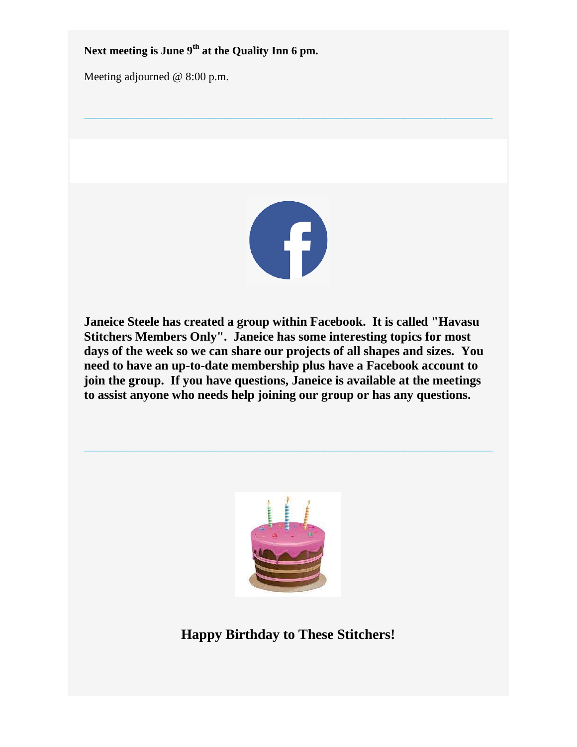**Next meeting is June 9th at the Quality Inn 6 pm.**

Meeting adjourned @ 8:00 p.m.

---

**Janeice Steele has created a group within Facebook. It is called "Havasu Stitchers Members Only". Janeice has some interesting topics for most days of the week so we can share our projects of all shapes and sizes. You need to have an up-to-date membership plus have a Facebook account to join the group. If you have questions, Janeice is available at the meetings to assist anyone who needs help joining our group or has any questions.**

---

## Happy Birthday to These Stitchers!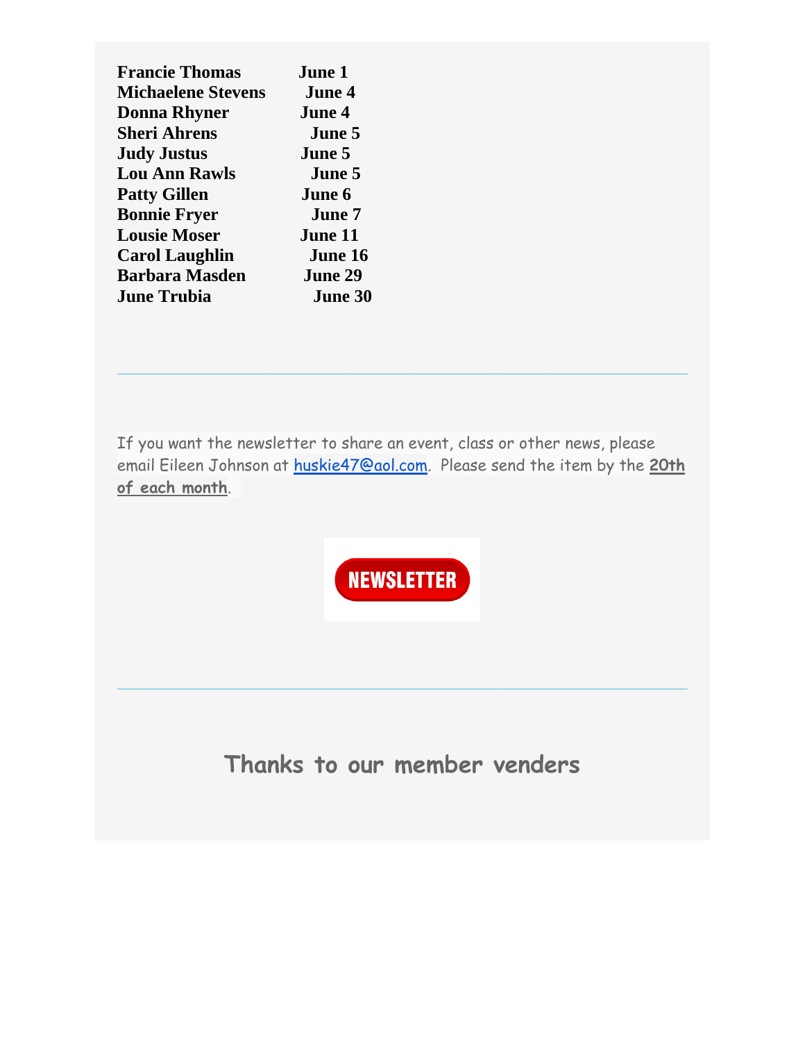| | |
|---|---|
| **Francie Thomas** | **June 1** |
| **Michaelene Stevens** | **June 4** |
| **Donna Rhyner** | **June 4** |
| **Sheri Ahrens** | **June 5** |
| **Judy Justus** | **June 5** |
| **Lou Ann Rawls** | **June 5** |
| **Patty Gillen** | **June 6** |
| **Bonnie Fryer** | **June 7** |
| **Lousie Moser** | **June 11** |
| **Carol Laughlin** | **June 16** |
| **Barbara Masden** | **June 29** |
| **June Trubia** | **June 30** |

---

If you want the newsletter to share an event, class or other news, please email Eileen Johnson at huskie47@aol.com. Please send the item by the **20th of each month**.

NEWSLETTER

---

## Thanks to our member venders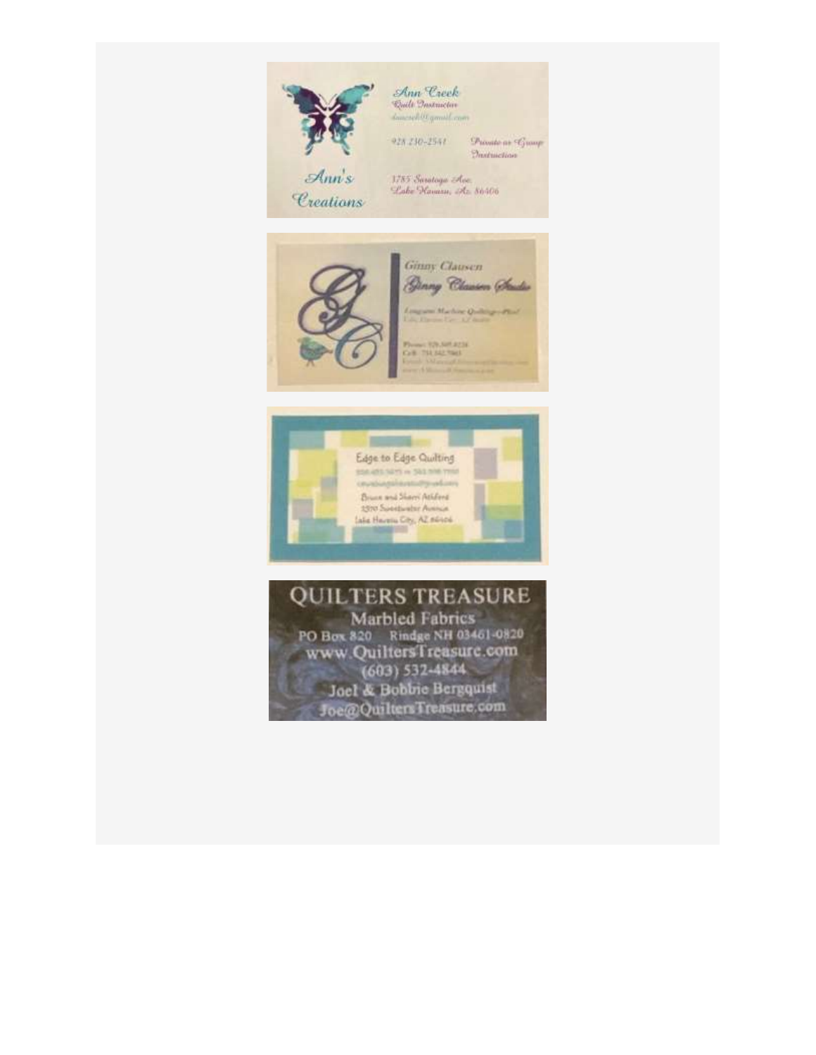Ann Creek
Quilt Instructor
dancreek@gmail.com

928 230-2541

Private or Group Instruction

Ann's Creations

3785 Saratoga Ave.
Lake Havasu, Az. 86406

Ginny Clausen
Ginny Clausen Studio

Longarm Machine Quilting—Plus!
Lake Havasu City, AZ 86406

Phone: 928 505 8228
Cell: 714 342 7965

Edge to Edge Quilting

Bruce and Sherri Atkford
3570 Sweetwater Avenue
Lake Havasu City, AZ 86406

QUILTERS TREASURE
Marbled Fabrics
PO Box 820 Rindge NH 03461-0820
www.QuiltersTreasure.com
(603) 532-4844
Joel & Bobbie Bergquist
Joe@QuiltersTreasure.com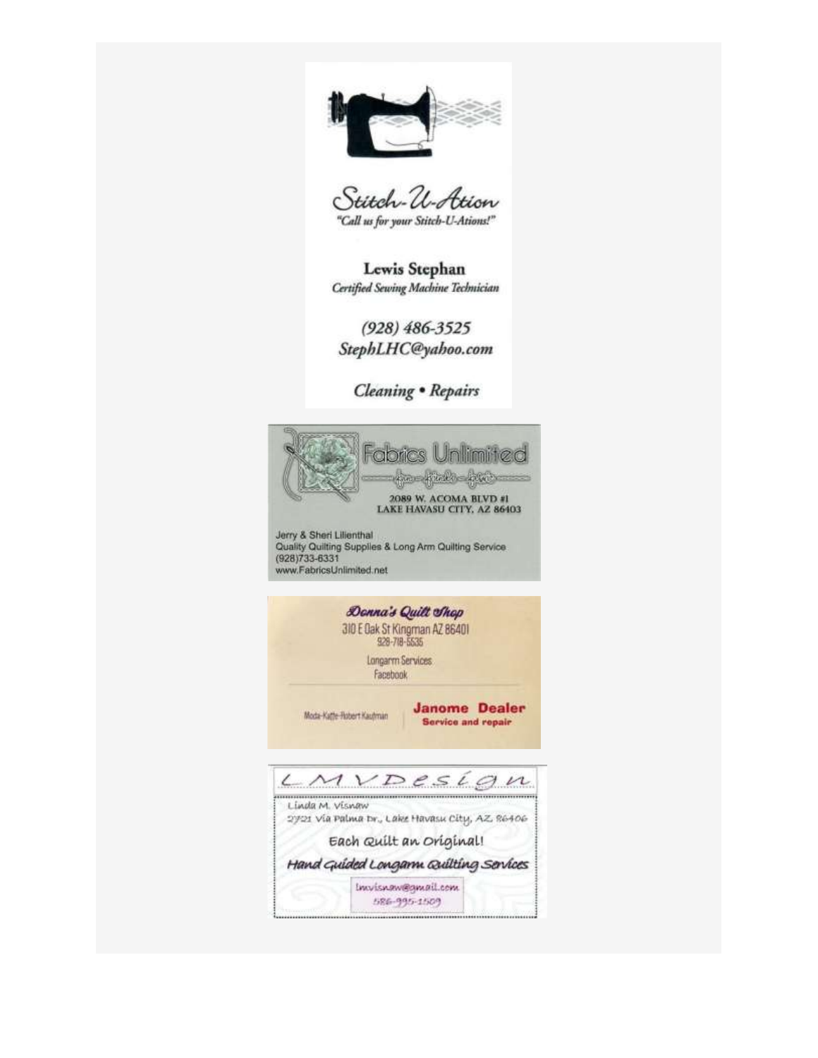**Stitch-U-Ation**

*"Call us for your Stitch-U-Ations!"*

**Lewis Stephan**

*Certified Sewing Machine Technician*

*(928) 486-3525*

*StephLHC@yahoo.com*

*Cleaning • Repairs*

---

**Fabrics Unlimited**

fun – friends – fabric

2089 W. ACOMA BLVD #1
LAKE HAVASU CITY, AZ 86403

Jerry & Sheri Lilienthal
Quality Quilting Supplies & Long Arm Quilting Service
(928)733-6331
www.FabricsUnlimited.net

---

**Donna's Quilt Shop**

310 E Oak St Kingman AZ 86401
928-718-5535

Longarm Services
Facebook

Moda-Kaffe-Robert Kaufman

**Janome Dealer**
**Service and repair**

---

**LMVDesign**

Linda M. Visnaw
2721 Via Palma Dr., Lake Havasu City, AZ 86406

Each Quilt an Original!

*Hand Guided Longarm Quilting Services*

lmvisnaw@gmail.com
586-995-1509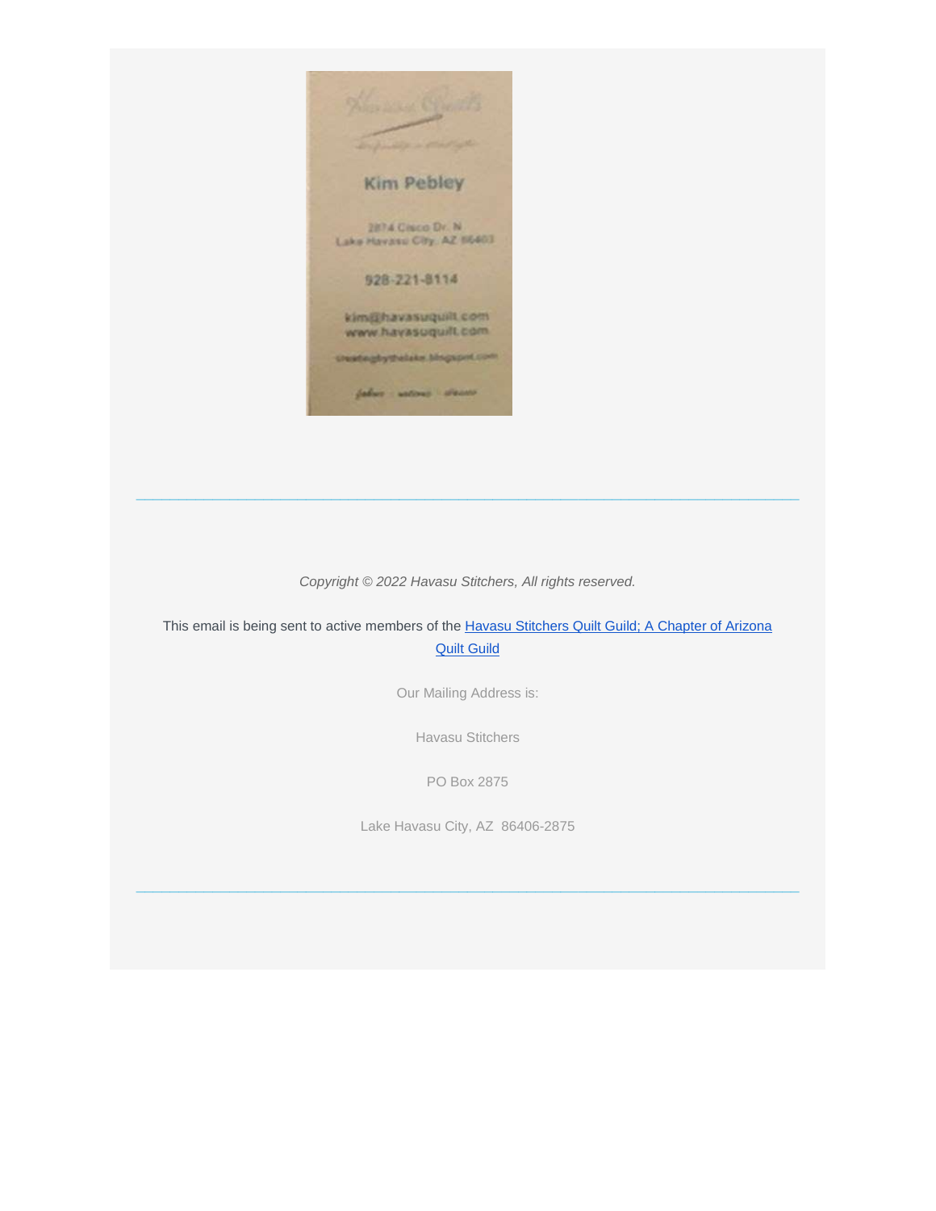Kim Pebley

2874 Cisco Dr. N
Lake Havasu City, AZ 86403

928-221-8114

kim@havasuquilt.com
www.havasuquilt.com

createdbythelake.blogspot.com

---

*Copyright © 2022 Havasu Stitchers, All rights reserved.*

This email is being sent to active members of the Havasu Stitchers Quilt Guild; A Chapter of Arizona Quilt Guild

Our Mailing Address is:

Havasu Stitchers

PO Box 2875

Lake Havasu City, AZ 86406-2875

---